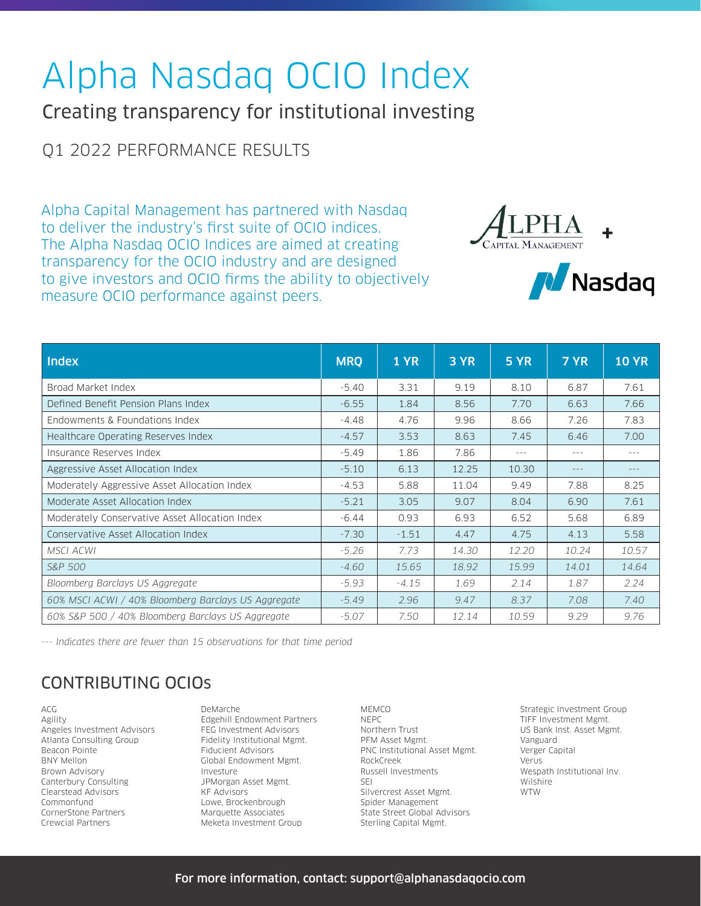# Alpha Nasdaq OCIO Index

## Creating transparency for institutional investing

### Q1 2022 PERFORMANCE RESULTS

Alpha Capital Management has partnered with Nasdaq to deliver the industry's first suite of OCIO indices. The Alpha Nasdaq OCIO Indices are aimed at creating transparency for the OCIO industry and are designed to give investors and OCIO firms the ability to objectively measure OCIO performance against peers.

| Index | MRQ | 1 YR | 3 YR | 5 YR | 7 YR | 10 YR |
|---|---|---|---|---|---|---|
| Broad Market Index | -5.40 | 3.31 | 9.19 | 8.10 | 6.87 | 7.61 |
| Defined Benefit Pension Plans Index | -6.55 | 1.84 | 8.56 | 7.70 | 6.63 | 7.66 |
| Endowments & Foundations Index | -4.48 | 4.76 | 9.96 | 8.66 | 7.26 | 7.83 |
| Healthcare Operating Reserves Index | -4.57 | 3.53 | 8.63 | 7.45 | 6.46 | 7.00 |
| Insurance Reserves Index | -5.49 | 1.86 | 7.86 | --- | --- | --- |
| Aggressive Asset Allocation Index | -5.10 | 6.13 | 12.25 | 10.30 | --- | --- |
| Moderately Aggressive Asset Allocation Index | -4.53 | 5.88 | 11.04 | 9.49 | 7.88 | 8.25 |
| Moderate Asset Allocation Index | -5.21 | 3.05 | 9.07 | 8.04 | 6.90 | 7.61 |
| Moderately Conservative Asset Allocation Index | -6.44 | 0.93 | 6.93 | 6.52 | 5.68 | 6.89 |
| Conservative Asset Allocation Index | -7.30 | -1.51 | 4.47 | 4.75 | 4.13 | 5.58 |
| *MSCI ACWI* | *-5.26* | *7.73* | *14.30* | *12.20* | *10.24* | *10.57* |
| *S&P 500* | *-4.60* | *15.65* | *18.92* | *15.99* | *14.01* | *14.64* |
| *Bloomberg Barclays US Aggregate* | *-5.93* | *-4.15* | *1.69* | *2.14* | *1.87* | *2.24* |
| *60% MSCI ACWI / 40% Bloomberg Barclays US Aggregate* | *-5.49* | *2.96* | *9.47* | *8.37* | *7.08* | *7.40* |
| *60% S&P 500 / 40% Bloomberg Barclays US Aggregate* | *-5.07* | *7.50* | *12.14* | *10.59* | *9.29* | *9.76* |

*--- Indicates there are fewer than 15 observations for that time period*

## CONTRIBUTING OCIOs

ACG
Agility
Angeles Investment Advisors
Atlanta Consulting Group
Beacon Pointe
BNY Mellon
Brown Advisory
Canterbury Consulting
Clearstead Advisors
Commonfund
CornerStone Partners
Crewcial Partners
DeMarche
Edgehill Endowment Partners
FEG Investment Advisors
Fidelity Institutional Mgmt.
Fiducient Advisors
Global Endowment Mgmt.
Investure
JPMorgan Asset Mgmt.
KF Advisors
Lowe, Brockenbrough
Marquette Associates
Meketa Investment Group
MEMCO
NEPC
Northern Trust
PFM Asset Mgmt.
PNC Institutional Asset Mgmt.
RockCreek
Russell Investments
SEI
Silvercrest Asset Mgmt.
Spider Management
State Street Global Advisors
Sterling Capital Mgmt.
Strategic Investment Group
TIFF Investment Mgmt.
US Bank Inst. Asset Mgmt.
Vanguard
Verger Capital
Verus
Wespath Institutional Inv.
Wilshire
WTW

**For more information, contact: support@alphanasdaqocio.com**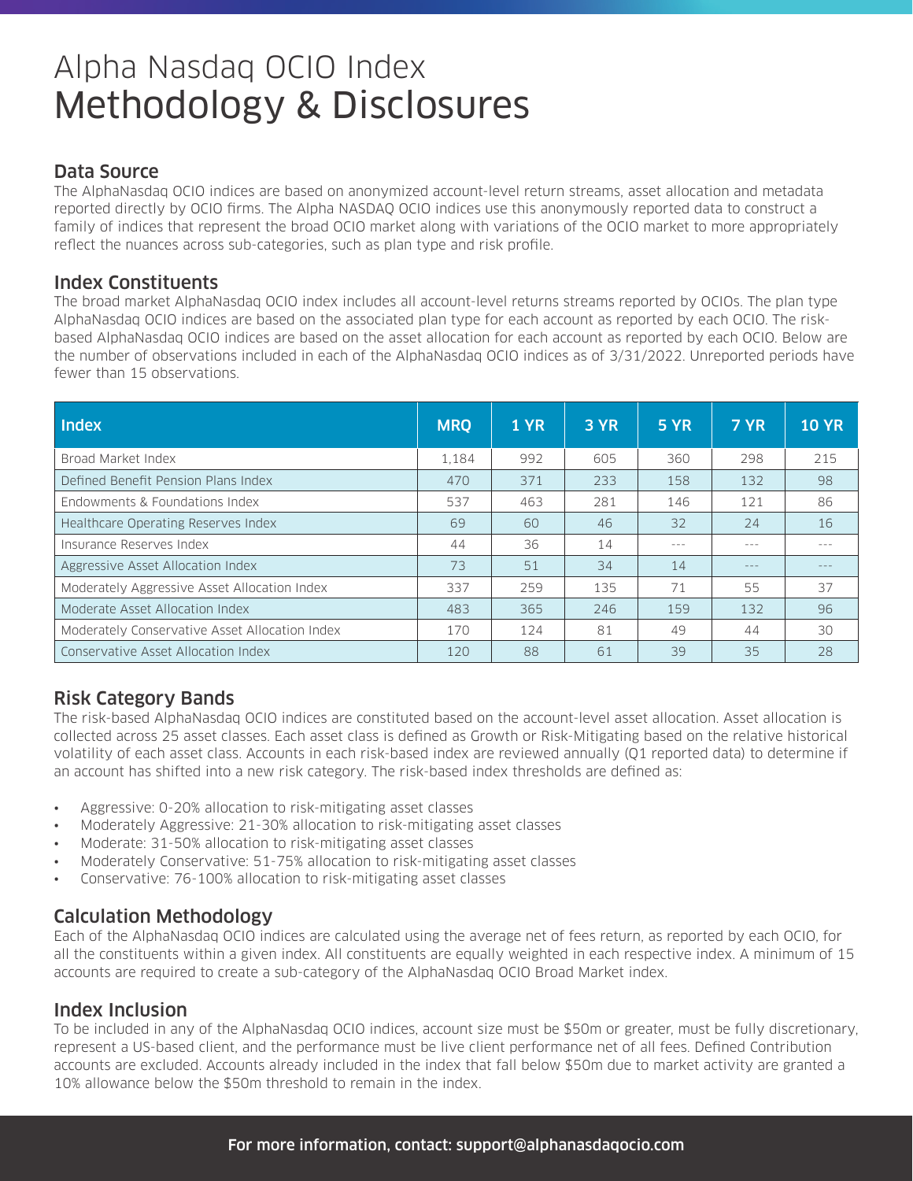# Alpha Nasdaq OCIO Index
# Methodology & Disclosures

## Data Source

The AlphaNasdaq OCIO indices are based on anonymized account-level return streams, asset allocation and metadata reported directly by OCIO firms. The Alpha NASDAQ OCIO indices use this anonymously reported data to construct a family of indices that represent the broad OCIO market along with variations of the OCIO market to more appropriately reflect the nuances across sub-categories, such as plan type and risk profile.

## Index Constituents

The broad market AlphaNasdaq OCIO index includes all account-level returns streams reported by OCIOs. The plan type AlphaNasdaq OCIO indices are based on the associated plan type for each account as reported by each OCIO. The risk-based AlphaNasdaq OCIO indices are based on the asset allocation for each account as reported by each OCIO. Below are the number of observations included in each of the AlphaNasdaq OCIO indices as of 3/31/2022. Unreported periods have fewer than 15 observations.

| Index | MRQ | 1 YR | 3 YR | 5 YR | 7 YR | 10 YR |
|---|---|---|---|---|---|---|
| Broad Market Index | 1,184 | 992 | 605 | 360 | 298 | 215 |
| Defined Benefit Pension Plans Index | 470 | 371 | 233 | 158 | 132 | 98 |
| Endowments & Foundations Index | 537 | 463 | 281 | 146 | 121 | 86 |
| Healthcare Operating Reserves Index | 69 | 60 | 46 | 32 | 24 | 16 |
| Insurance Reserves Index | 44 | 36 | 14 | --- | --- | --- |
| Aggressive Asset Allocation Index | 73 | 51 | 34 | 14 | --- | --- |
| Moderately Aggressive Asset Allocation Index | 337 | 259 | 135 | 71 | 55 | 37 |
| Moderate Asset Allocation Index | 483 | 365 | 246 | 159 | 132 | 96 |
| Moderately Conservative Asset Allocation Index | 170 | 124 | 81 | 49 | 44 | 30 |
| Conservative Asset Allocation Index | 120 | 88 | 61 | 39 | 35 | 28 |

## Risk Category Bands

The risk-based AlphaNasdaq OCIO indices are constituted based on the account-level asset allocation. Asset allocation is collected across 25 asset classes. Each asset class is defined as Growth or Risk-Mitigating based on the relative historical volatility of each asset class. Accounts in each risk-based index are reviewed annually (Q1 reported data) to determine if an account has shifted into a new risk category. The risk-based index thresholds are defined as:

- Aggressive: 0-20% allocation to risk-mitigating asset classes
- Moderately Aggressive: 21-30% allocation to risk-mitigating asset classes
- Moderate: 31-50% allocation to risk-mitigating asset classes
- Moderately Conservative: 51-75% allocation to risk-mitigating asset classes
- Conservative: 76-100% allocation to risk-mitigating asset classes

## Calculation Methodology

Each of the AlphaNasdaq OCIO indices are calculated using the average net of fees return, as reported by each OCIO, for all the constituents within a given index. All constituents are equally weighted in each respective index. A minimum of 15 accounts are required to create a sub-category of the AlphaNasdaq OCIO Broad Market index.

## Index Inclusion

To be included in any of the AlphaNasdaq OCIO indices, account size must be $50m or greater, must be fully discretionary, represent a US-based client, and the performance must be live client performance net of all fees. Defined Contribution accounts are excluded. Accounts already included in the index that fall below $50m due to market activity are granted a 10% allowance below the $50m threshold to remain in the index.

**For more information, contact: support@alphanasdaqocio.com**